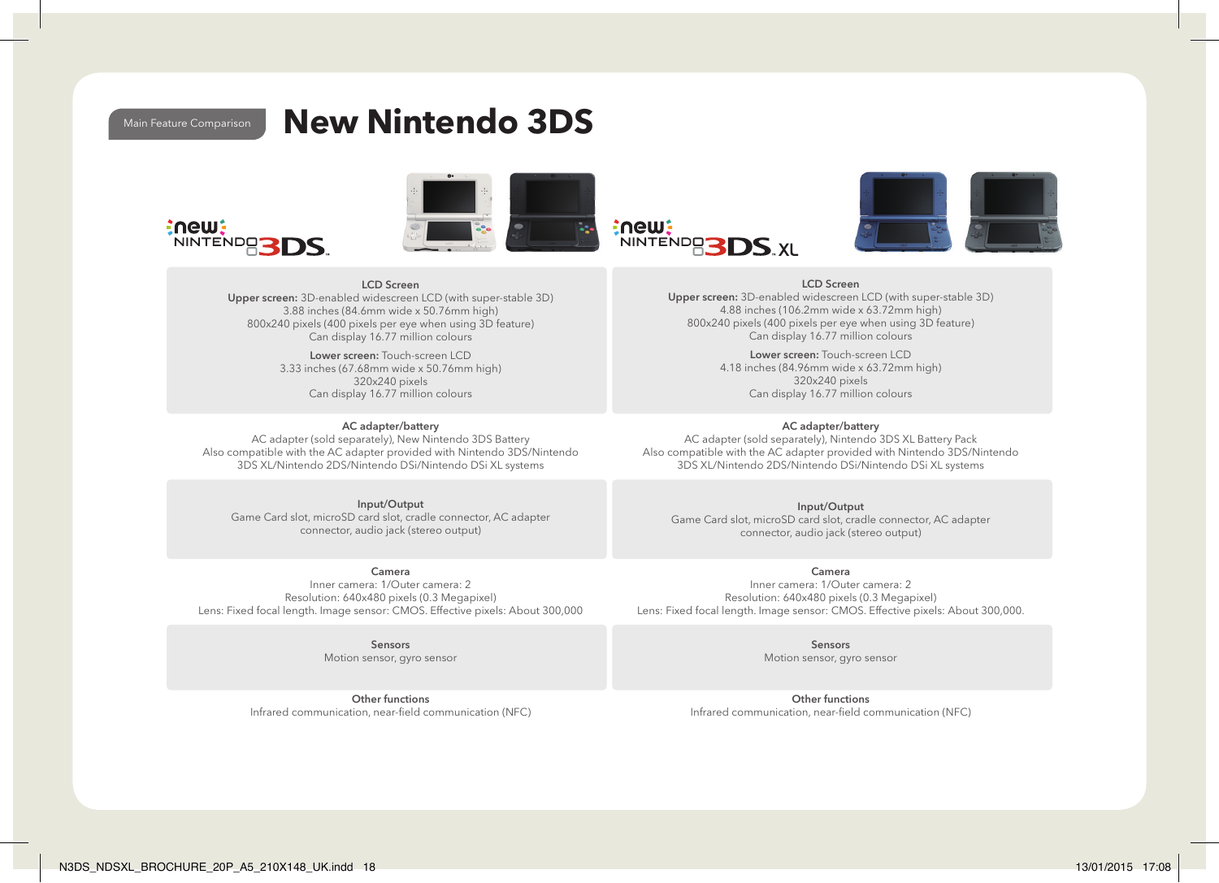Main Feature Comparison

# New Nintendo 3DS

| New Nintendo 3DS | New Nintendo 3DS XL |
| --- | --- |
| **LCD Screen**<br>**Upper screen:** 3D-enabled widescreen LCD (with super-stable 3D)<br>3.88 inches (84.6mm wide x 50.76mm high)<br>800x240 pixels (400 pixels per eye when using 3D feature)<br>Can display 16.77 million colours<br>**Lower screen:** Touch-screen LCD<br>3.33 inches (67.68mm wide x 50.76mm high)<br>320x240 pixels<br>Can display 16.77 million colours | **LCD Screen**<br>**Upper screen:** 3D-enabled widescreen LCD (with super-stable 3D)<br>4.88 inches (106.2mm wide x 63.72mm high)<br>800x240 pixels (400 pixels per eye when using 3D feature)<br>Can display 16.77 million colours<br>**Lower screen:** Touch-screen LCD<br>4.18 inches (84.96mm wide x 63.72mm high)<br>320x240 pixels<br>Can display 16.77 million colours |
| **AC adapter/battery**<br>AC adapter (sold separately), New Nintendo 3DS Battery<br>Also compatible with the AC adapter provided with Nintendo 3DS/Nintendo 3DS XL/Nintendo 2DS/Nintendo DSi/Nintendo DSi XL systems | **AC adapter/battery**<br>AC adapter (sold separately), Nintendo 3DS XL Battery Pack<br>Also compatible with the AC adapter provided with Nintendo 3DS/Nintendo 3DS XL/Nintendo 2DS/Nintendo DSi/Nintendo DSi XL systems |
| **Input/Output**<br>Game Card slot, microSD card slot, cradle connector, AC adapter connector, audio jack (stereo output) | **Input/Output**<br>Game Card slot, microSD card slot, cradle connector, AC adapter connector, audio jack (stereo output) |
| **Camera**<br>Inner camera: 1/Outer camera: 2<br>Resolution: 640x480 pixels (0.3 Megapixel)<br>Lens: Fixed focal length. Image sensor: CMOS. Effective pixels: About 300,000 | **Camera**<br>Inner camera: 1/Outer camera: 2<br>Resolution: 640x480 pixels (0.3 Megapixel)<br>Lens: Fixed focal length. Image sensor: CMOS. Effective pixels: About 300,000. |
| **Sensors**<br>Motion sensor, gyro sensor | **Sensors**<br>Motion sensor, gyro sensor |
| **Other functions**<br>Infrared communication, near-field communication (NFC) | **Other functions**<br>Infrared communication, near-field communication (NFC) |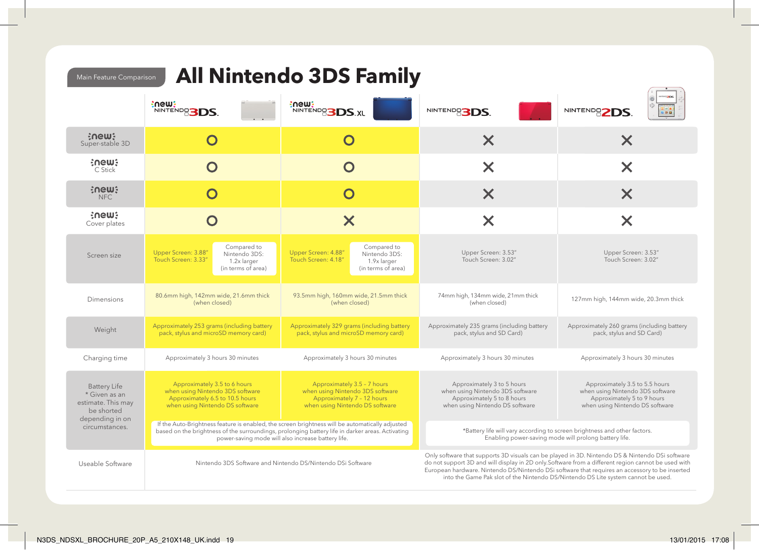Main Feature Comparison

# All Nintendo 3DS Family

| | New Nintendo 3DS | New Nintendo 3DS XL | Nintendo 3DS | Nintendo 2DS |
|---|---|---|---|---|
| new Super-stable 3D | O | O | ✕ | ✕ |
| new C Stick | O | O | ✕ | ✕ |
| new NFC | O | O | ✕ | ✕ |
| new Cover plates | O | ✕ | ✕ | ✕ |
| Screen size | Upper Screen: 3.88" Touch Screen: 3.33" — Compared to Nintendo 3DS: 1.2x larger (in terms of area) | Upper Screen: 4.88" Touch Screen: 4.18" — Compared to Nintendo 3DS: 1.9x larger (in terms of area) | Upper Screen: 3.53" Touch Screen: 3.02" | Upper Screen: 3.53" Touch Screen: 3.02" |
| Dimensions | 80.6mm high, 142mm wide, 21.6mm thick (when closed) | 93.5mm high, 160mm wide, 21.5mm thick (when closed) | 74mm high, 134mm wide, 21mm thick (when closed) | 127mm high, 144mm wide, 20.3mm thick |
| Weight | Approximately 253 grams (including battery pack, stylus and microSD memory card) | Approximately 329 grams (including battery pack, stylus and microSD memory card) | Approximately 235 grams (including battery pack, stylus and SD Card) | Approximately 260 grams (including battery pack, stylus and SD Card) |
| Charging time | Approximately 3 hours 30 minutes | Approximately 3 hours 30 minutes | Approximately 3 hours 30 minutes | Approximately 3 hours 30 minutes |
| Battery Life * Given as an estimate. This may be shorted depending in on circumstances. | Approximately 3.5 to 6 hours when using Nintendo 3DS software Approximately 6.5 to 10.5 hours when using Nintendo DS software | Approximately 3.5 - 7 hours when using Nintendo 3DS software Approximately 7 - 12 hours when using Nintendo DS software | Approximately 3 to 5 hours when using Nintendo 3DS software Approximately 5 to 8 hours when using Nintendo DS software | Approximately 3.5 to 5.5 hours when using Nintendo 3DS software Approximately 5 to 9 hours when using Nintendo DS software |
| | If the Auto-Brightness feature is enabled, the screen brightness will be automatically adjusted based on the brightness of the surroundings, prolonging battery life in darker areas. Activating power-saving mode will also increase battery life. | | *Battery life will vary according to screen brightness and other factors. Enabling power-saving mode will prolong battery life. | |
| Useable Software | Nintendo 3DS Software and Nintendo DS/Nintendo DSi Software | | Only software that supports 3D visuals can be played in 3D. Nintendo DS & Nintendo DSi software do not support 3D and will display in 2D only.Software from a different region cannot be used with European hardware. Nintendo DS/Nintendo DSi software that requires an accessory to be inserted into the Game Pak slot of the Nintendo DS/Nintendo DS Lite system cannot be used. | |